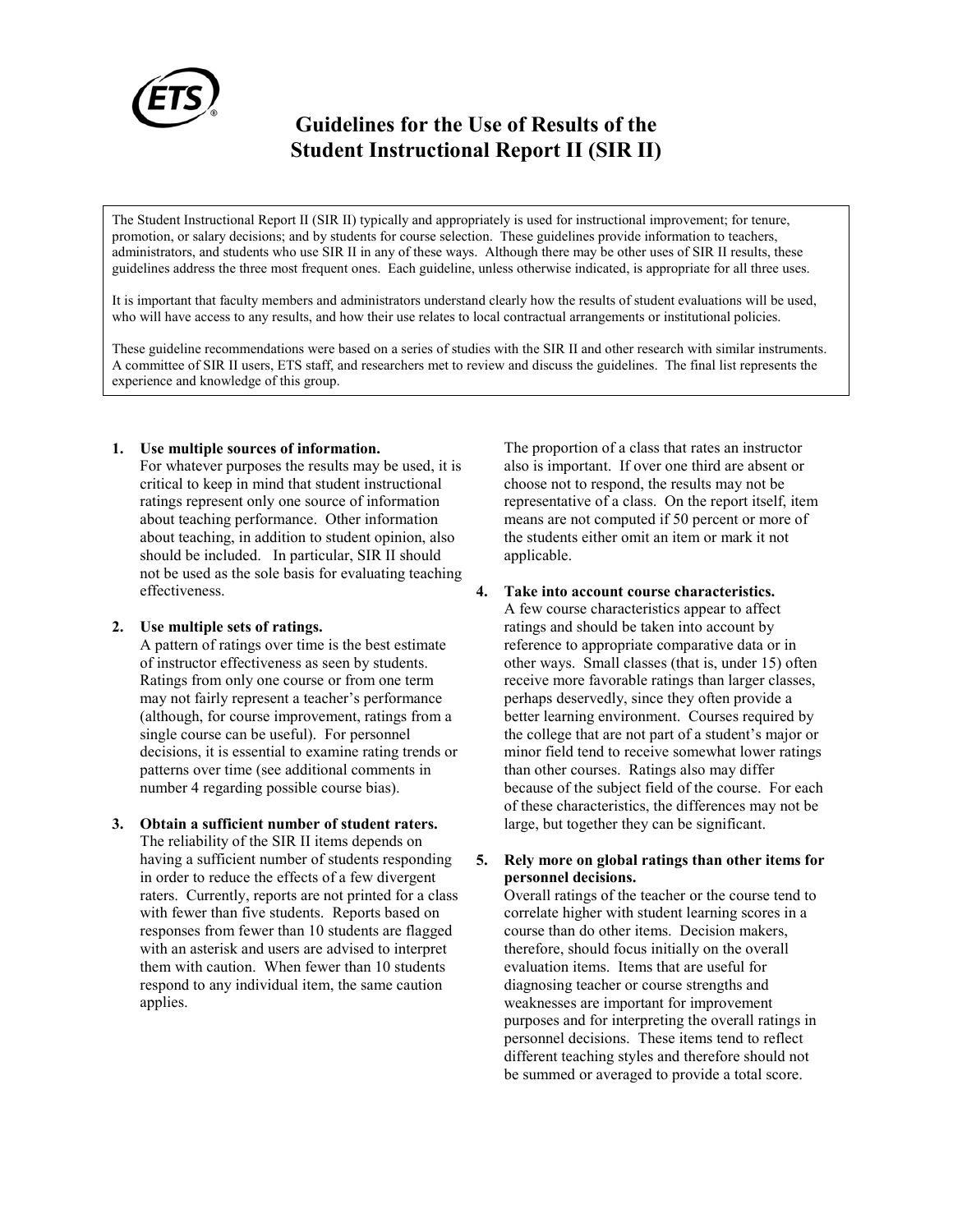# Guidelines for the Use of Results of the Student Instructional Report II (SIR II)

The Student Instructional Report II (SIR II) typically and appropriately is used for instructional improvement; for tenure, promotion, or salary decisions; and by students for course selection. These guidelines provide information to teachers, administrators, and students who use SIR II in any of these ways. Although there may be other uses of SIR II results, these guidelines address the three most frequent ones. Each guideline, unless otherwise indicated, is appropriate for all three uses.

It is important that faculty members and administrators understand clearly how the results of student evaluations will be used, who will have access to any results, and how their use relates to local contractual arrangements or institutional policies.

These guideline recommendations were based on a series of studies with the SIR II and other research with similar instruments. A committee of SIR II users, ETS staff, and researchers met to review and discuss the guidelines. The final list represents the experience and knowledge of this group.

1. **Use multiple sources of information.**
   For whatever purposes the results may be used, it is critical to keep in mind that student instructional ratings represent only one source of information about teaching performance. Other information about teaching, in addition to student opinion, also should be included. In particular, SIR II should not be used as the sole basis for evaluating teaching effectiveness.

2. **Use multiple sets of ratings.**
   A pattern of ratings over time is the best estimate of instructor effectiveness as seen by students. Ratings from only one course or from one term may not fairly represent a teacher's performance (although, for course improvement, ratings from a single course can be useful). For personnel decisions, it is essential to examine rating trends or patterns over time (see additional comments in number 4 regarding possible course bias).

3. **Obtain a sufficient number of student raters.**
   The reliability of the SIR II items depends on having a sufficient number of students responding in order to reduce the effects of a few divergent raters. Currently, reports are not printed for a class with fewer than five students. Reports based on responses from fewer than 10 students are flagged with an asterisk and users are advised to interpret them with caution. When fewer than 10 students respond to any individual item, the same caution applies.

   The proportion of a class that rates an instructor also is important. If over one third are absent or choose not to respond, the results may not be representative of a class. On the report itself, item means are not computed if 50 percent or more of the students either omit an item or mark it not applicable.

4. **Take into account course characteristics.**
   A few course characteristics appear to affect ratings and should be taken into account by reference to appropriate comparative data or in other ways. Small classes (that is, under 15) often receive more favorable ratings than larger classes, perhaps deservedly, since they often provide a better learning environment. Courses required by the college that are not part of a student's major or minor field tend to receive somewhat lower ratings than other courses. Ratings also may differ because of the subject field of the course. For each of these characteristics, the differences may not be large, but together they can be significant.

5. **Rely more on global ratings than other items for personnel decisions.**
   Overall ratings of the teacher or the course tend to correlate higher with student learning scores in a course than do other items. Decision makers, therefore, should focus initially on the overall evaluation items. Items that are useful for diagnosing teacher or course strengths and weaknesses are important for improvement purposes and for interpreting the overall ratings in personnel decisions. These items tend to reflect different teaching styles and therefore should not be summed or averaged to provide a total score.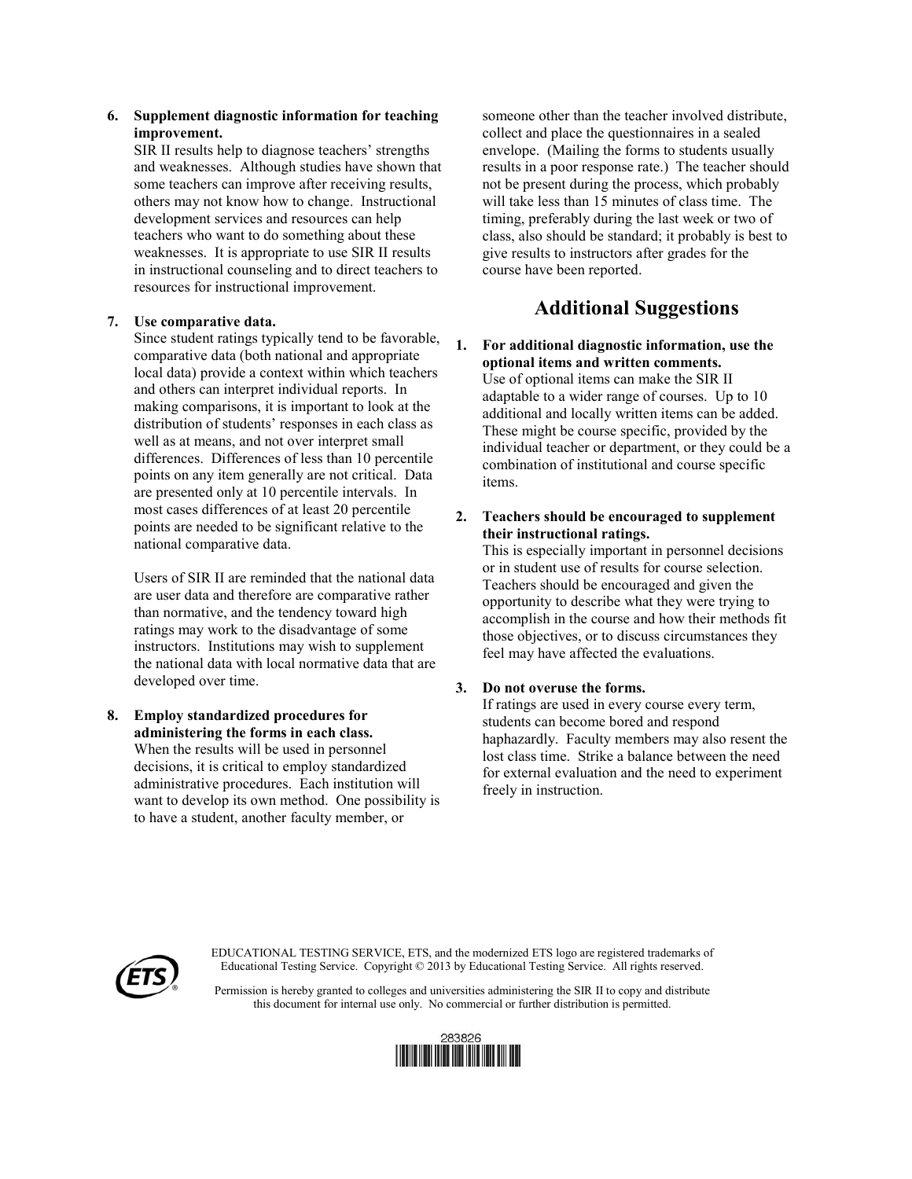6. **Supplement diagnostic information for teaching improvement.**
   SIR II results help to diagnose teachers' strengths and weaknesses. Although studies have shown that some teachers can improve after receiving results, others may not know how to change. Instructional development services and resources can help teachers who want to do something about these weaknesses. It is appropriate to use SIR II results in instructional counseling and to direct teachers to resources for instructional improvement.

7. **Use comparative data.**
   Since student ratings typically tend to be favorable, comparative data (both national and appropriate local data) provide a context within which teachers and others can interpret individual reports. In making comparisons, it is important to look at the distribution of students' responses in each class as well as at means, and not over interpret small differences. Differences of less than 10 percentile points on any item generally are not critical. Data are presented only at 10 percentile intervals. In most cases differences of at least 20 percentile points are needed to be significant relative to the national comparative data.

   Users of SIR II are reminded that the national data are user data and therefore are comparative rather than normative, and the tendency toward high ratings may work to the disadvantage of some instructors. Institutions may wish to supplement the national data with local normative data that are developed over time.

8. **Employ standardized procedures for administering the forms in each class.**
   When the results will be used in personnel decisions, it is critical to employ standardized administrative procedures. Each institution will want to develop its own method. One possibility is to have a student, another faculty member, or someone other than the teacher involved distribute, collect and place the questionnaires in a sealed envelope. (Mailing the forms to students usually results in a poor response rate.) The teacher should not be present during the process, which probably will take less than 15 minutes of class time. The timing, preferably during the last week or two of class, also should be standard; it probably is best to give results to instructors after grades for the course have been reported.

## Additional Suggestions

1. **For additional diagnostic information, use the optional items and written comments.**
   Use of optional items can make the SIR II adaptable to a wider range of courses. Up to 10 additional and locally written items can be added. These might be course specific, provided by the individual teacher or department, or they could be a combination of institutional and course specific items.

2. **Teachers should be encouraged to supplement their instructional ratings.**
   This is especially important in personnel decisions or in student use of results for course selection. Teachers should be encouraged and given the opportunity to describe what they were trying to accomplish in the course and how their methods fit those objectives, or to discuss circumstances they feel may have affected the evaluations.

3. **Do not overuse the forms.**
   If ratings are used in every course every term, students can become bored and respond haphazardly. Faculty members may also resent the lost class time. Strike a balance between the need for external evaluation and the need to experiment freely in instruction.

EDUCATIONAL TESTING SERVICE, ETS, and the modernized ETS logo are registered trademarks of Educational Testing Service. Copyright © 2013 by Educational Testing Service. All rights reserved.

Permission is hereby granted to colleges and universities administering the SIR II to copy and distribute this document for internal use only. No commercial or further distribution is permitted.

283826